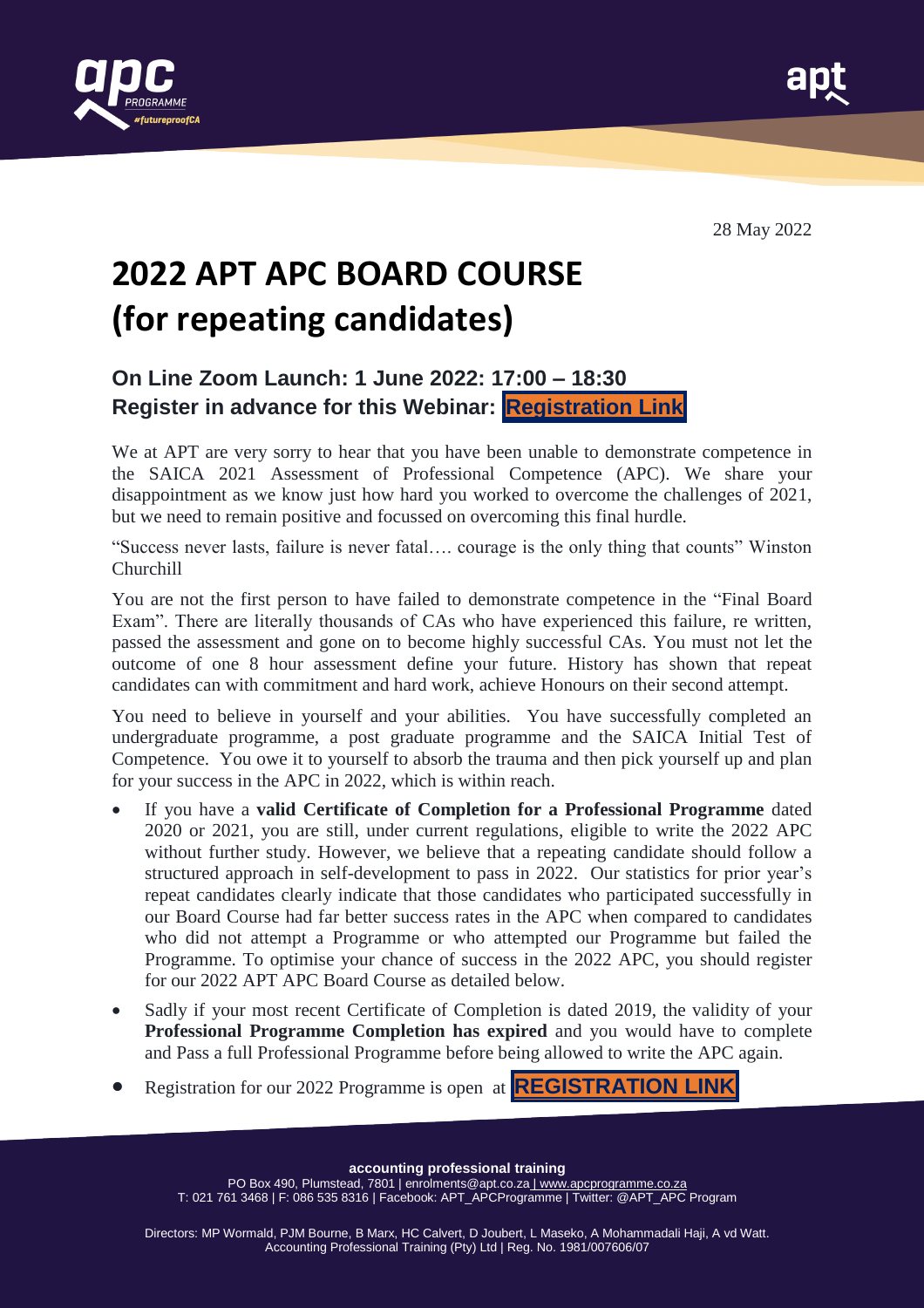28 May 2022

# 2022 APT APC BOARD COURSE (for repeating candidates)

## On Line Zoom Launch: 1 June 2022: 17:00 – 18:30
## Register in advance for this Webinar: Registration Link

We at APT are very sorry to hear that you have been unable to demonstrate competence in the SAICA 2021 Assessment of Professional Competence (APC). We share your disappointment as we know just how hard you worked to overcome the challenges of 2021, but we need to remain positive and focussed on overcoming this final hurdle.

"Success never lasts, failure is never fatal…. courage is the only thing that counts" Winston Churchill

You are not the first person to have failed to demonstrate competence in the "Final Board Exam". There are literally thousands of CAs who have experienced this failure, re written, passed the assessment and gone on to become highly successful CAs. You must not let the outcome of one 8 hour assessment define your future. History has shown that repeat candidates can with commitment and hard work, achieve Honours on their second attempt.

You need to believe in yourself and your abilities. You have successfully completed an undergraduate programme, a post graduate programme and the SAICA Initial Test of Competence. You owe it to yourself to absorb the trauma and then pick yourself up and plan for your success in the APC in 2022, which is within reach.

- If you have a **valid Certificate of Completion for a Professional Programme** dated 2020 or 2021, you are still, under current regulations, eligible to write the 2022 APC without further study. However, we believe that a repeating candidate should follow a structured approach in self-development to pass in 2022. Our statistics for prior year's repeat candidates clearly indicate that those candidates who participated successfully in our Board Course had far better success rates in the APC when compared to candidates who did not attempt a Programme or who attempted our Programme but failed the Programme. To optimise your chance of success in the 2022 APC, you should register for our 2022 APT APC Board Course as detailed below.
- Sadly if your most recent Certificate of Completion is dated 2019, the validity of your **Professional Programme Completion has expired** and you would have to complete and Pass a full Professional Programme before being allowed to write the APC again.
- Registration for our 2022 Programme is open at **REGISTRATION LINK**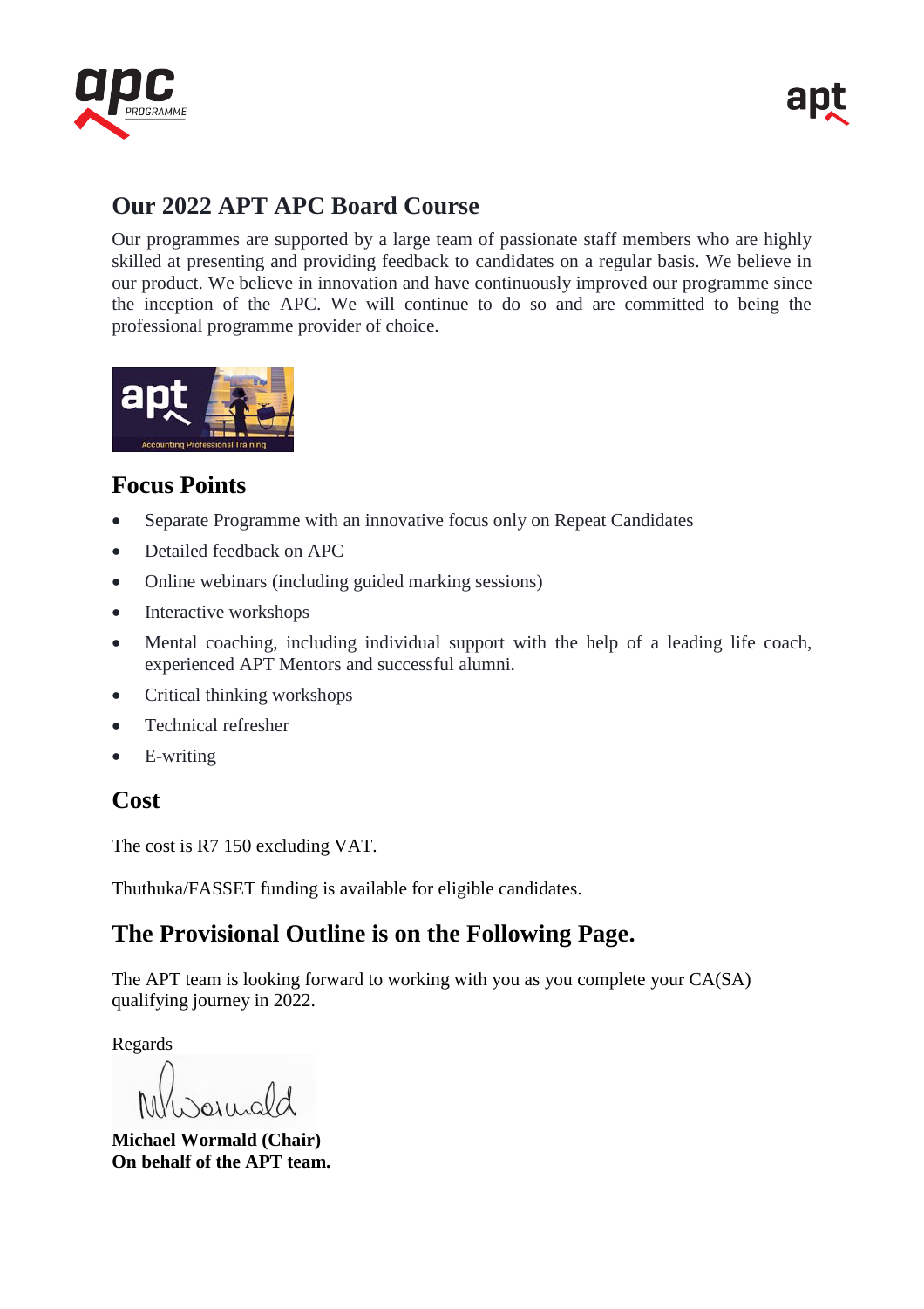## Our 2022 APT APC Board Course

Our programmes are supported by a large team of passionate staff members who are highly skilled at presenting and providing feedback to candidates on a regular basis. We believe in our product. We believe in innovation and have continuously improved our programme since the inception of the APC. We will continue to do so and are committed to being the professional programme provider of choice.

## Focus Points

- Separate Programme with an innovative focus only on Repeat Candidates
- Detailed feedback on APC
- Online webinars (including guided marking sessions)
- Interactive workshops
- Mental coaching, including individual support with the help of a leading life coach, experienced APT Mentors and successful alumni.
- Critical thinking workshops
- Technical refresher
- E-writing

## Cost

The cost is R7 150 excluding VAT.

Thuthuka/FASSET funding is available for eligible candidates.

## The Provisional Outline is on the Following Page.

The APT team is looking forward to working with you as you complete your CA(SA) qualifying journey in 2022.

Regards

**Michael Wormald (Chair)**
**On behalf of the APT team.**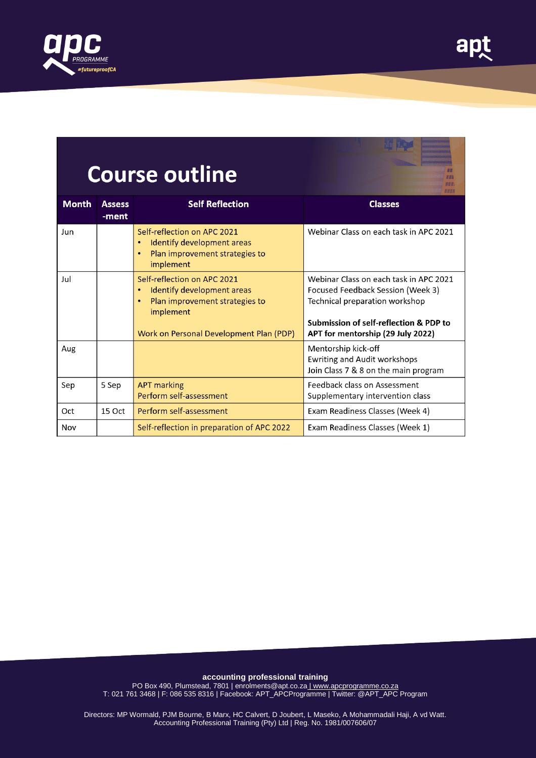# Course outline

| Month | Assess -ment | Self Reflection | Classes |
|---|---|---|---|
| Jun | | Self-reflection on APC 2021<br>• Identify development areas<br>• Plan improvement strategies to implement | Webinar Class on each task in APC 2021 |
| Jul | | Self-reflection on APC 2021<br>• Identify development areas<br>• Plan improvement strategies to implement<br><br>Work on Personal Development Plan (PDP) | Webinar Class on each task in APC 2021<br>Focused Feedback Session (Week 3)<br>Technical preparation workshop<br><br>**Submission of self-reflection & PDP to APT for mentorship (29 July 2022)** |
| Aug | | | Mentorship kick-off<br>Ewriting and Audit workshops<br>Join Class 7 & 8 on the main program |
| Sep | 5 Sep | APT marking<br>Perform self-assessment | Feedback class on Assessment<br>Supplementary intervention class |
| Oct | 15 Oct | Perform self-assessment | Exam Readiness Classes (Week 4) |
| Nov | | Self-reflection in preparation of APC 2022 | Exam Readiness Classes (Week 1) |

**accounting professional training**

PO Box 490, Plumstead, 7801 | enrolments@apt.co.za | www.apcprogramme.co.za
T: 021 761 3468 | F: 086 535 8316 | Facebook: APT_APCProgramme | Twitter: @APT_APC Program

Directors: MP Wormald, PJM Bourne, B Marx, HC Calvert, D Joubert, L Maseko, A Mohammadali Haji, A vd Watt.
Accounting Professional Training (Pty) Ltd | Reg. No. 1981/007606/07